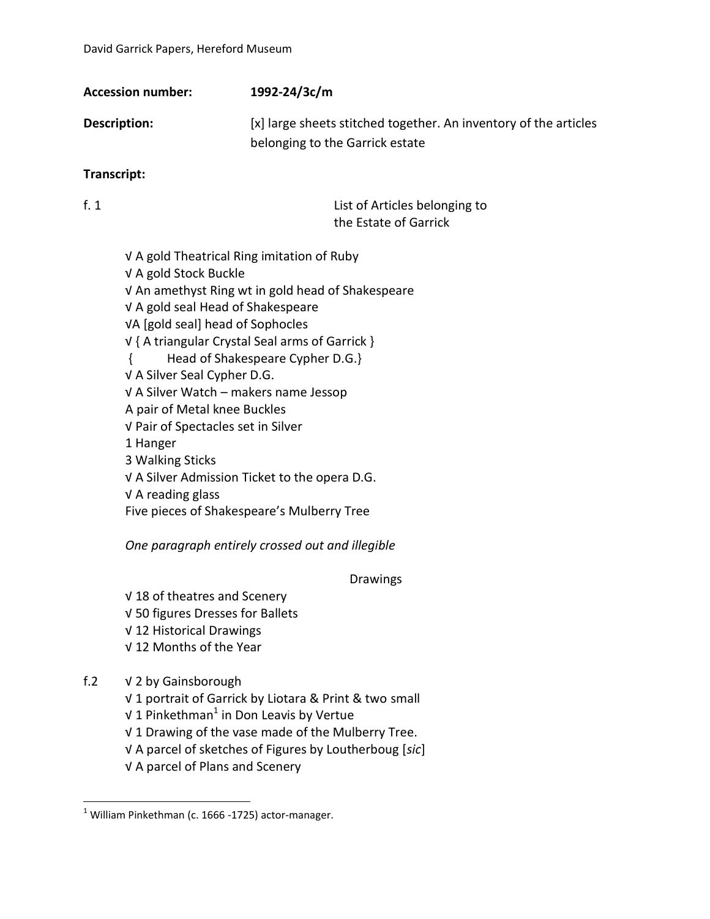David Garrick Papers, Hereford Museum

**Accession number:** **1992-24/3c/m**

**Description:** [x] large sheets stitched together. An inventory of the articles belonging to the Garrick estate

**Transcript:**

f. 1

List of Articles belonging to
the Estate of Garrick

√ A gold Theatrical Ring imitation of Ruby
√ A gold Stock Buckle
√ An amethyst Ring wt in gold head of Shakespeare
√ A gold seal Head of Shakespeare
√A [gold seal] head of Sophocles
√ { A triangular Crystal Seal arms of Garrick }
{ Head of Shakespeare Cypher D.G.}
√ A Silver Seal Cypher D.G.
√ A Silver Watch – makers name Jessop
A pair of Metal knee Buckles
√ Pair of Spectacles set in Silver
1 Hanger
3 Walking Sticks
√ A Silver Admission Ticket to the opera D.G.
√ A reading glass
Five pieces of Shakespeare's Mulberry Tree

*One paragraph entirely crossed out and illegible*

Drawings

√ 18 of theatres and Scenery
√ 50 figures Dresses for Ballets
√ 12 Historical Drawings
√ 12 Months of the Year

f.2 √ 2 by Gainsborough
√ 1 portrait of Garrick by Liotara & Print & two small
√ 1 Pinkethman[1] in Don Leavis by Vertue
√ 1 Drawing of the vase made of the Mulberry Tree.
√ A parcel of sketches of Figures by Loutherboug [*sic*]
√ A parcel of Plans and Scenery

[1] William Pinkethman (c. 1666 -1725) actor-manager.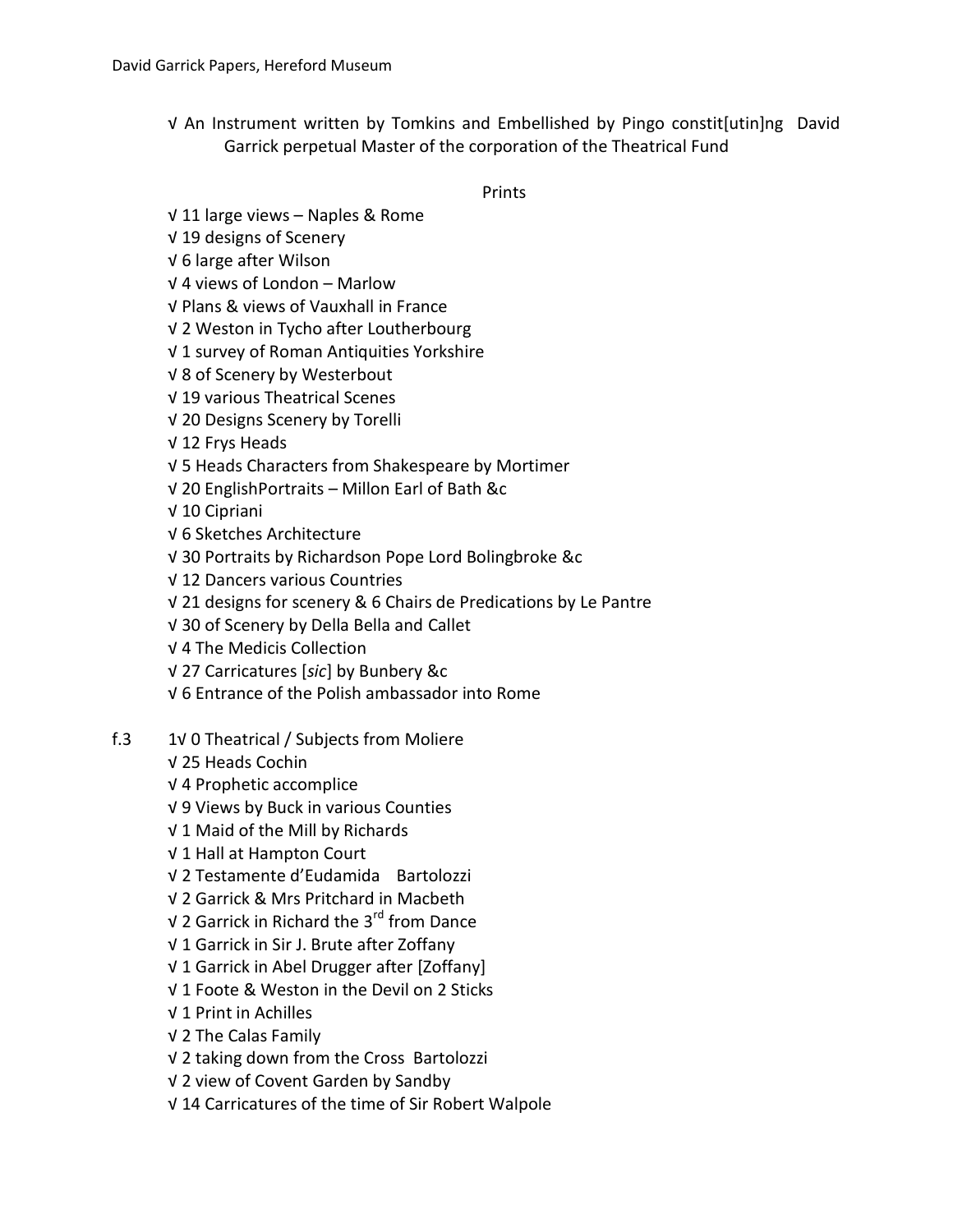√ An Instrument written by Tomkins and Embellished by Pingo constit[utin]ng David Garrick perpetual Master of the corporation of the Theatrical Fund

Prints

√ 11 large views – Naples & Rome
√ 19 designs of Scenery
√ 6 large after Wilson
√ 4 views of London – Marlow
√ Plans & views of Vauxhall in France
√ 2 Weston in Tycho after Loutherbourg
√ 1 survey of Roman Antiquities Yorkshire
√ 8 of Scenery by Westerbout
√ 19 various Theatrical Scenes
√ 20 Designs Scenery by Torelli
√ 12 Frys Heads
√ 5 Heads Characters from Shakespeare by Mortimer
√ 20 EnglishPortraits – Millon Earl of Bath &c
√ 10 Cipriani
√ 6 Sketches Architecture
√ 30 Portraits by Richardson Pope Lord Bolingbroke &c
√ 12 Dancers various Countries
√ 21 designs for scenery & 6 Chairs de Predications by Le Pantre
√ 30 of Scenery by Della Bella and Callet
√ 4 The Medicis Collection
√ 27 Carricatures [*sic*] by Bunbery &c
√ 6 Entrance of the Polish ambassador into Rome

f.3 1√ 0 Theatrical / Subjects from Moliere
√ 25 Heads Cochin
√ 4 Prophetic accomplice
√ 9 Views by Buck in various Counties
√ 1 Maid of the Mill by Richards
√ 1 Hall at Hampton Court
√ 2 Testamente d'Eudamida Bartolozzi
√ 2 Garrick & Mrs Pritchard in Macbeth
√ 2 Garrick in Richard the 3rd from Dance
√ 1 Garrick in Sir J. Brute after Zoffany
√ 1 Garrick in Abel Drugger after [Zoffany]
√ 1 Foote & Weston in the Devil on 2 Sticks
√ 1 Print in Achilles
√ 2 The Calas Family
√ 2 taking down from the Cross Bartolozzi
√ 2 view of Covent Garden by Sandby
√ 14 Carricatures of the time of Sir Robert Walpole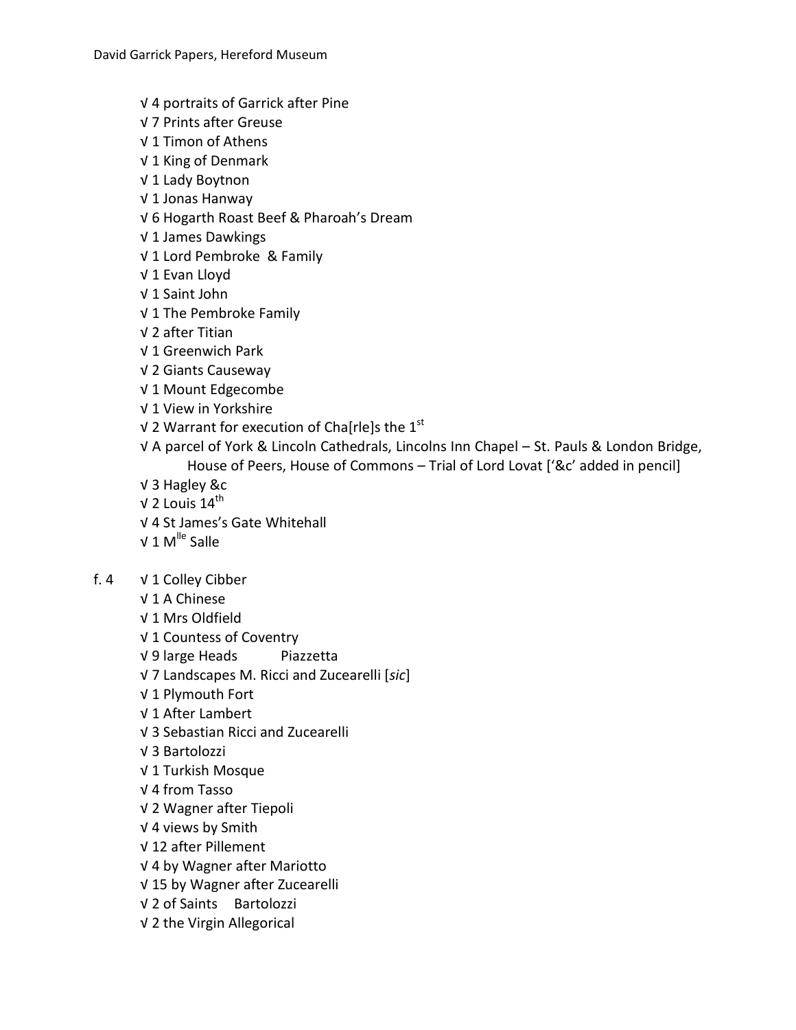√ 4 portraits of Garrick after Pine
√ 7 Prints after Greuse
√ 1 Timon of Athens
√ 1 King of Denmark
√ 1 Lady Boytnon
√ 1 Jonas Hanway
√ 6 Hogarth Roast Beef & Pharoah's Dream
√ 1 James Dawkings
√ 1 Lord Pembroke & Family
√ 1 Evan Lloyd
√ 1 Saint John
√ 1 The Pembroke Family
√ 2 after Titian
√ 1 Greenwich Park
√ 2 Giants Causeway
√ 1 Mount Edgecombe
√ 1 View in Yorkshire
√ 2 Warrant for execution of Cha[rle]s the 1st
√ A parcel of York & Lincoln Cathedrals, Lincolns Inn Chapel – St. Pauls & London Bridge, House of Peers, House of Commons – Trial of Lord Lovat ['&c' added in pencil]
√ 3 Hagley &c
√ 2 Louis 14th
√ 4 St James's Gate Whitehall
√ 1 Mlle Salle

f. 4 √ 1 Colley Cibber
√ 1 A Chinese
√ 1 Mrs Oldfield
√ 1 Countess of Coventry
√ 9 large Heads Piazzetta
√ 7 Landscapes M. Ricci and Zucearelli [*sic*]
√ 1 Plymouth Fort
√ 1 After Lambert
√ 3 Sebastian Ricci and Zucearelli
√ 3 Bartolozzi
√ 1 Turkish Mosque
√ 4 from Tasso
√ 2 Wagner after Tiepoli
√ 4 views by Smith
√ 12 after Pillement
√ 4 by Wagner after Mariotto
√ 15 by Wagner after Zucearelli
√ 2 of Saints Bartolozzi
√ 2 the Virgin Allegorical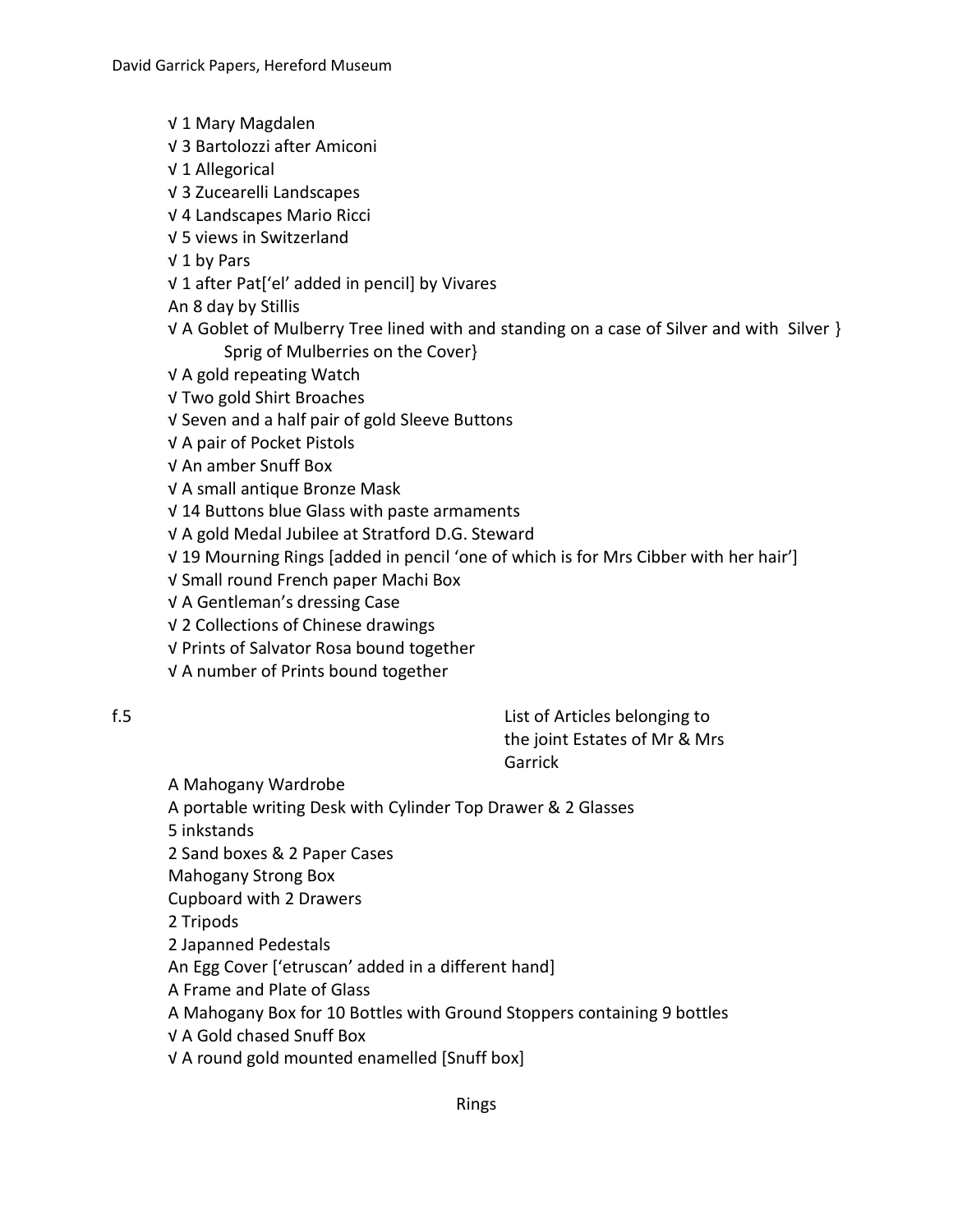√ 1 Mary Magdalen
√ 3 Bartolozzi after Amiconi
√ 1 Allegorical
√ 3 Zucearelli Landscapes
√ 4 Landscapes Mario Ricci
√ 5 views in Switzerland
√ 1 by Pars
√ 1 after Pat['el' added in pencil] by Vivares
An 8 day by Stillis
√ A Goblet of Mulberry Tree lined with and standing on a case of Silver and with Silver }
Sprig of Mulberries on the Cover}
√ A gold repeating Watch
√ Two gold Shirt Broaches
√ Seven and a half pair of gold Sleeve Buttons
√ A pair of Pocket Pistols
√ An amber Snuff Box
√ A small antique Bronze Mask
√ 14 Buttons blue Glass with paste armaments
√ A gold Medal Jubilee at Stratford D.G. Steward
√ 19 Mourning Rings [added in pencil 'one of which is for Mrs Cibber with her hair']
√ Small round French paper Machi Box
√ A Gentleman's dressing Case
√ 2 Collections of Chinese drawings
√ Prints of Salvator Rosa bound together
√ A number of Prints bound together

f.5

List of Articles belonging to the joint Estates of Mr & Mrs Garrick

A Mahogany Wardrobe
A portable writing Desk with Cylinder Top Drawer & 2 Glasses
5 inkstands
2 Sand boxes & 2 Paper Cases
Mahogany Strong Box
Cupboard with 2 Drawers
2 Tripods
2 Japanned Pedestals
An Egg Cover ['etruscan' added in a different hand]
A Frame and Plate of Glass
A Mahogany Box for 10 Bottles with Ground Stoppers containing 9 bottles
√ A Gold chased Snuff Box
√ A round gold mounted enamelled [Snuff box]

Rings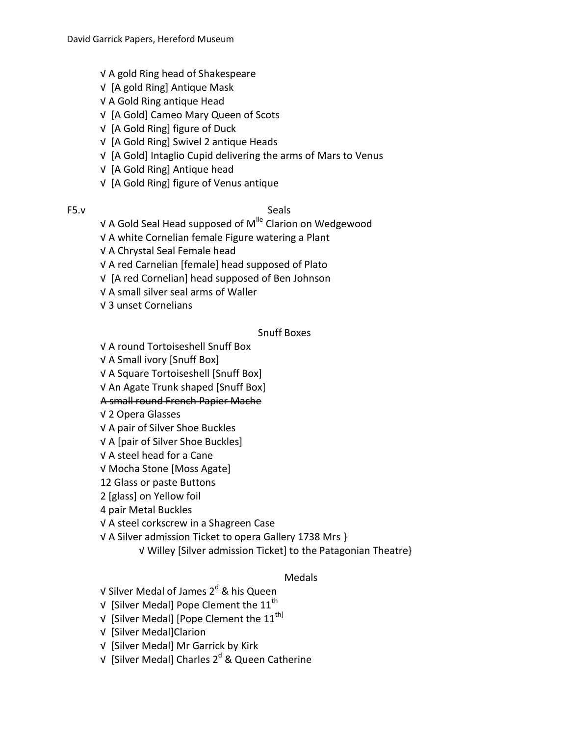√ A gold Ring head of Shakespeare
√ [A gold Ring] Antique Mask
√ A Gold Ring antique Head
√ [A Gold] Cameo Mary Queen of Scots
√ [A Gold Ring] figure of Duck
√ [A Gold Ring] Swivel 2 antique Heads
√ [A Gold] Intaglio Cupid delivering the arms of Mars to Venus
√ [A Gold Ring] Antique head
√ [A Gold Ring] figure of Venus antique

F5.v

### Seals

√ A Gold Seal Head supposed of M^lle Clarion on Wedgewood
√ A white Cornelian female Figure watering a Plant
√ A Chrystal Seal Female head
√ A red Carnelian [female] head supposed of Plato
√ [A red Cornelian] head supposed of Ben Johnson
√ A small silver seal arms of Waller
√ 3 unset Cornelians

### Snuff Boxes

√ A round Tortoiseshell Snuff Box
√ A Small ivory [Snuff Box]
√ A Square Tortoiseshell [Snuff Box]
√ An Agate Trunk shaped [Snuff Box]
~~A small round French Papier Mache~~
√ 2 Opera Glasses
√ A pair of Silver Shoe Buckles
√ A [pair of Silver Shoe Buckles]
√ A steel head for a Cane
√ Mocha Stone [Moss Agate]
12 Glass or paste Buttons
2 [glass] on Yellow foil
4 pair Metal Buckles
√ A steel corkscrew in a Shagreen Case
√ A Silver admission Ticket to opera Gallery 1738 Mrs }
√ Willey [Silver admission Ticket] to the Patagonian Theatre}

### Medals

√ Silver Medal of James 2^d & his Queen
√ [Silver Medal] Pope Clement the 11^th
√ [Silver Medal] [Pope Clement the 11^th]
√ [Silver Medal]Clarion
√ [Silver Medal] Mr Garrick by Kirk
√ [Silver Medal] Charles 2^d & Queen Catherine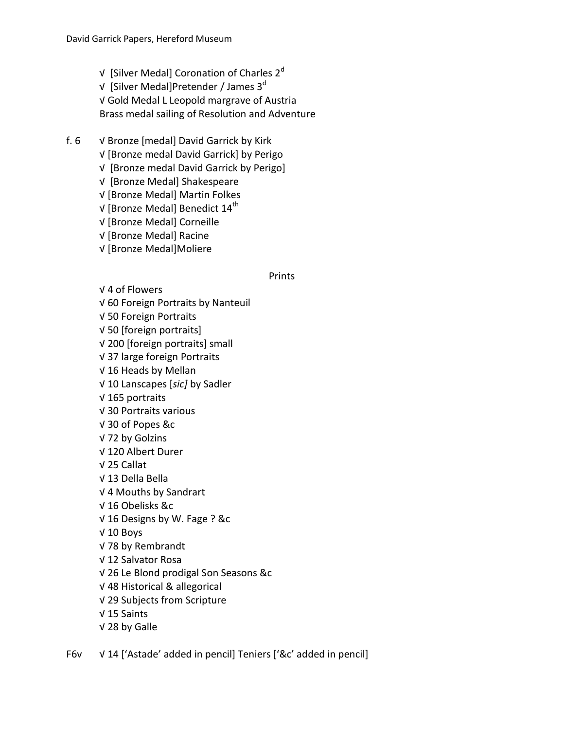√ [Silver Medal] Coronation of Charles 2$^d$
√ [Silver Medal]Pretender / James 3$^d$
√ Gold Medal L Leopold margrave of Austria
Brass medal sailing of Resolution and Adventure

f. 6 √ Bronze [medal] David Garrick by Kirk
√ [Bronze medal David Garrick] by Perigo
√ [Bronze medal David Garrick by Perigo]
√ [Bronze Medal] Shakespeare
√ [Bronze Medal] Martin Folkes
√ [Bronze Medal] Benedict 14$^{th}$
√ [Bronze Medal] Corneille
√ [Bronze Medal] Racine
√ [Bronze Medal]Moliere

Prints

√ 4 of Flowers
√ 60 Foreign Portraits by Nanteuil
√ 50 Foreign Portraits
√ 50 [foreign portraits]
√ 200 [foreign portraits] small
√ 37 large foreign Portraits
√ 16 Heads by Mellan
√ 10 Lanscapes [*sic]* by Sadler
√ 165 portraits
√ 30 Portraits various
√ 30 of Popes &c
√ 72 by Golzins
√ 120 Albert Durer
√ 25 Callat
√ 13 Della Bella
√ 4 Mouths by Sandrart
√ 16 Obelisks &c
√ 16 Designs by W. Fage ? &c
√ 10 Boys
√ 78 by Rembrandt
√ 12 Salvator Rosa
√ 26 Le Blond prodigal Son Seasons &c
√ 48 Historical & allegorical
√ 29 Subjects from Scripture
√ 15 Saints
√ 28 by Galle

F6v √ 14 ['Astade' added in pencil] Teniers ['&c' added in pencil]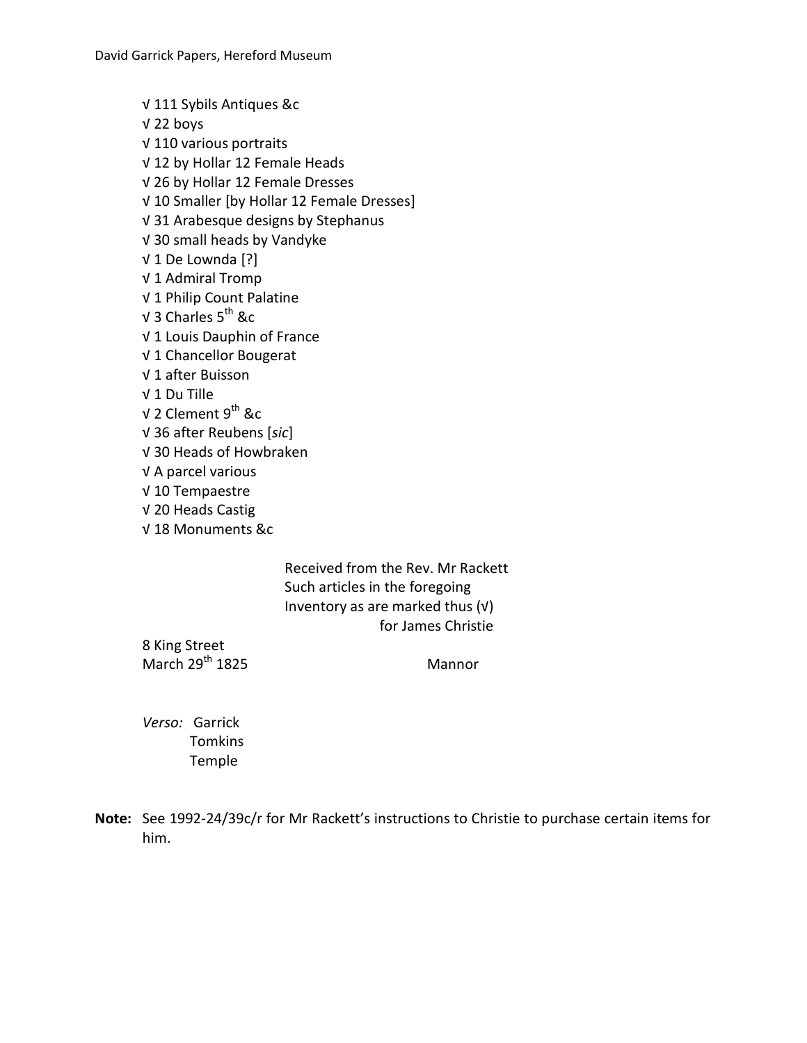√ 111 Sybils Antiques &c
√ 22 boys
√ 110 various portraits
√ 12 by Hollar 12 Female Heads
√ 26 by Hollar 12 Female Dresses
√ 10 Smaller [by Hollar 12 Female Dresses]
√ 31 Arabesque designs by Stephanus
√ 30 small heads by Vandyke
√ 1 De Lownda [?]
√ 1 Admiral Tromp
√ 1 Philip Count Palatine
√ 3 Charles 5th &c
√ 1 Louis Dauphin of France
√ 1 Chancellor Bougerat
√ 1 after Buisson
√ 1 Du Tille
√ 2 Clement 9th &c
√ 36 after Reubens [*sic*]
√ 30 Heads of Howbraken
√ A parcel various
√ 10 Tempaestre
√ 20 Heads Castig
√ 18 Monuments &c

Received from the Rev. Mr Rackett
Such articles in the foregoing
Inventory as are marked thus (√)
for James Christie

8 King Street
March 29th 1825 Mannor

*Verso:* Garrick
Tomkins
Temple

**Note:** See 1992-24/39c/r for Mr Rackett's instructions to Christie to purchase certain items for him.